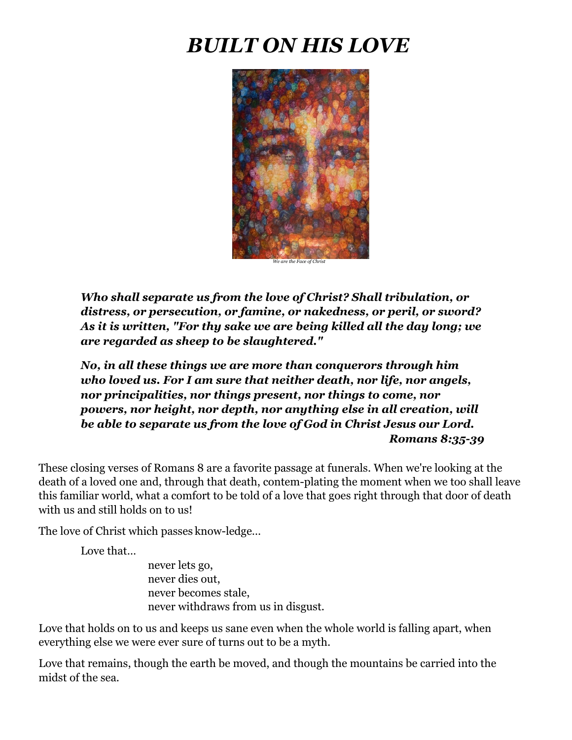# *BUILT ON HIS LOVE*

*We are the Face of Christ*

***Who shall separate us from the love of Christ? Shall tribulation, or distress, or persecution, or famine, or nakedness, or peril, or sword? As it is written, "For thy sake we are being killed all the day long; we are regarded as sheep to be slaughtered."***

***No, in all these things we are more than conquerors through him who loved us. For I am sure that neither death, nor life, nor angels, nor principalities, nor things present, nor things to come, nor powers, nor height, nor depth, nor anything else in all creation, will be able to separate us from the love of God in Christ Jesus our Lord.***
***Romans 8:35-39***

These closing verses of Romans 8 are a favorite passage at funerals. When we're looking at the death of a loved one and, through that death, contem-plating the moment when we too shall leave this familiar world, what a comfort to be told of a love that goes right through that door of death with us and still holds on to us!

The love of Christ which passes know-ledge…

Love that…

never lets go,
never dies out,
never becomes stale,
never withdraws from us in disgust.

Love that holds on to us and keeps us sane even when the whole world is falling apart, when everything else we were ever sure of turns out to be a myth.

Love that remains, though the earth be moved, and though the mountains be carried into the midst of the sea.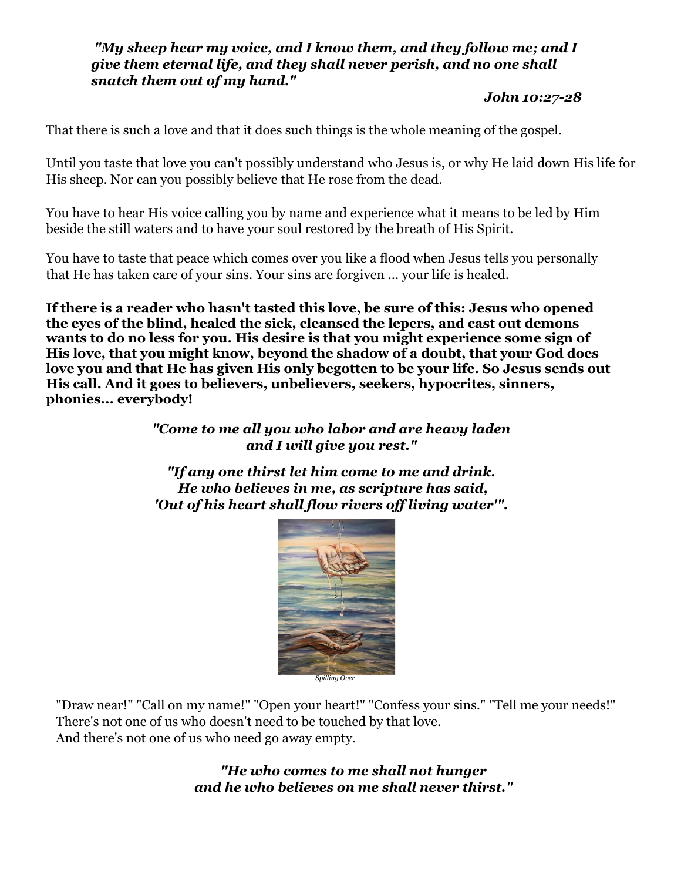***"My sheep hear my voice, and I know them, and they follow me; and I give them eternal life, and they shall never perish, and no one shall snatch them out of my hand."***

***John 10:27-28***

That there is such a love and that it does such things is the whole meaning of the gospel.

Until you taste that love you can't possibly understand who Jesus is, or why He laid down His life for His sheep. Nor can you possibly believe that He rose from the dead.

You have to hear His voice calling you by name and experience what it means to be led by Him beside the still waters and to have your soul restored by the breath of His Spirit.

You have to taste that peace which comes over you like a flood when Jesus tells you personally that He has taken care of your sins. Your sins are forgiven ... your life is healed.

**If there is a reader who hasn't tasted this love, be sure of this: Jesus who opened the eyes of the blind, healed the sick, cleansed the lepers, and cast out demons wants to do no less for you. His desire is that you might experience some sign of His love, that you might know, beyond the shadow of a doubt, that your God does love you and that He has given His only begotten to be your life. So Jesus sends out His call. And it goes to believers, unbelievers, seekers, hypocrites, sinners, phonies... everybody!**

***"Come to me all you who labor and are heavy laden and I will give you rest."***

***"If any one thirst let him come to me and drink. He who believes in me, as scripture has said, 'Out of his heart shall flow rivers off living water'".***

*Spilling Over*

"Draw near!" "Call on my name!" "Open your heart!" "Confess your sins." "Tell me your needs!" There's not one of us who doesn't need to be touched by that love.
And there's not one of us who need go away empty.

***"He who comes to me shall not hunger and he who believes on me shall never thirst."***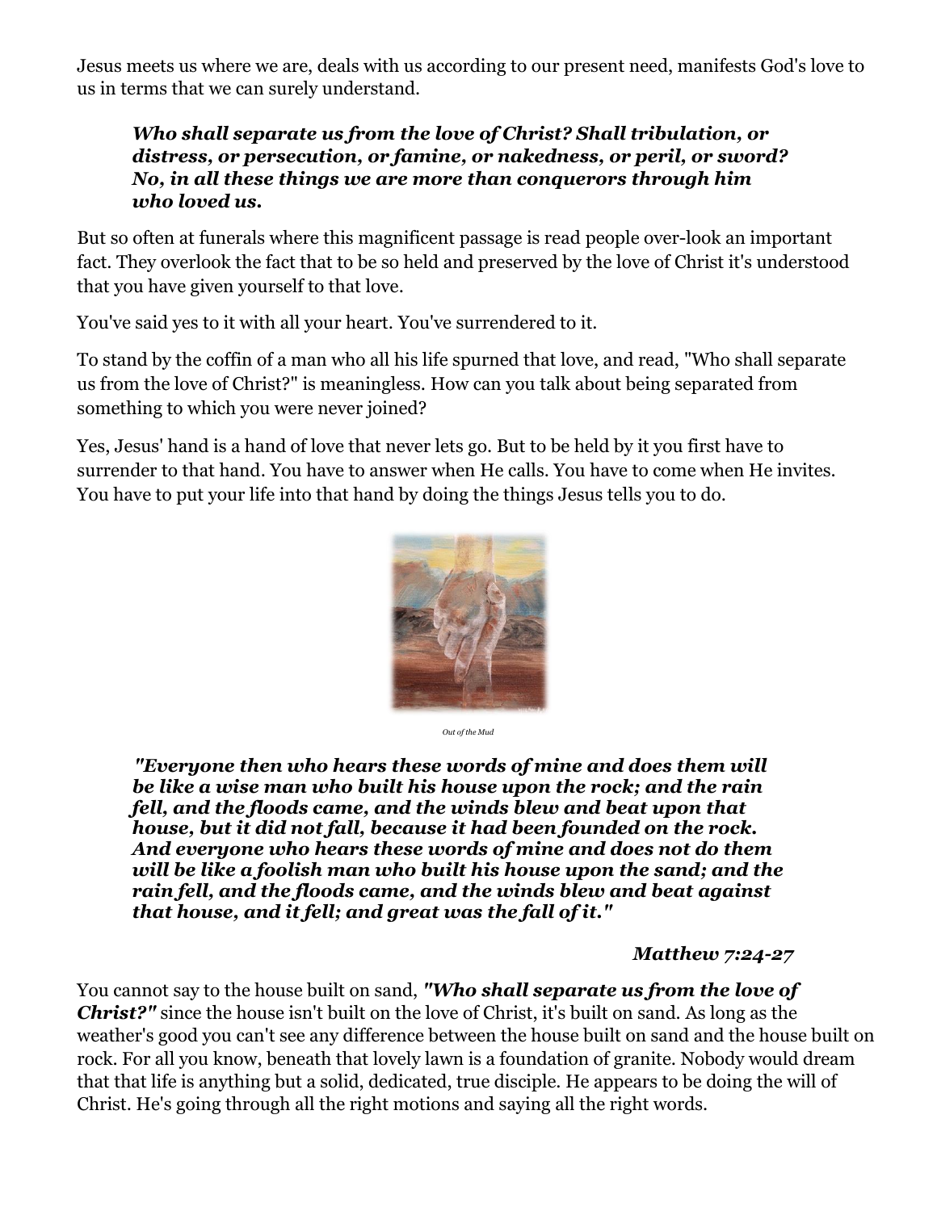Jesus meets us where we are, deals with us according to our present need, manifests God's love to us in terms that we can surely understand.

> ***Who shall separate us from the love of Christ? Shall tribulation, or distress, or persecution, or famine, or nakedness, or peril, or sword? No, in all these things we are more than conquerors through him who loved us.***

But so often at funerals where this magnificent passage is read people over-look an important fact. They overlook the fact that to be so held and preserved by the love of Christ it's understood that you have given yourself to that love.

You've said yes to it with all your heart. You've surrendered to it.

To stand by the coffin of a man who all his life spurned that love, and read, "Who shall separate us from the love of Christ?" is meaningless. How can you talk about being separated from something to which you were never joined?

Yes, Jesus' hand is a hand of love that never lets go. But to be held by it you first have to surrender to that hand. You have to answer when He calls. You have to come when He invites. You have to put your life into that hand by doing the things Jesus tells you to do.

*Out of the Mud*

> ***"Everyone then who hears these words of mine and does them will be like a wise man who built his house upon the rock; and the rain fell, and the floods came, and the winds blew and beat upon that house, but it did not fall, because it had been founded on the rock. And everyone who hears these words of mine and does not do them will be like a foolish man who built his house upon the sand; and the rain fell, and the floods came, and the winds blew and beat against that house, and it fell; and great was the fall of it."***
>
> ***Matthew 7:24-27***

You cannot say to the house built on sand, ***"Who shall separate us from the love of Christ?"*** since the house isn't built on the love of Christ, it's built on sand. As long as the weather's good you can't see any difference between the house built on sand and the house built on rock. For all you know, beneath that lovely lawn is a foundation of granite. Nobody would dream that that life is anything but a solid, dedicated, true disciple. He appears to be doing the will of Christ. He's going through all the right motions and saying all the right words.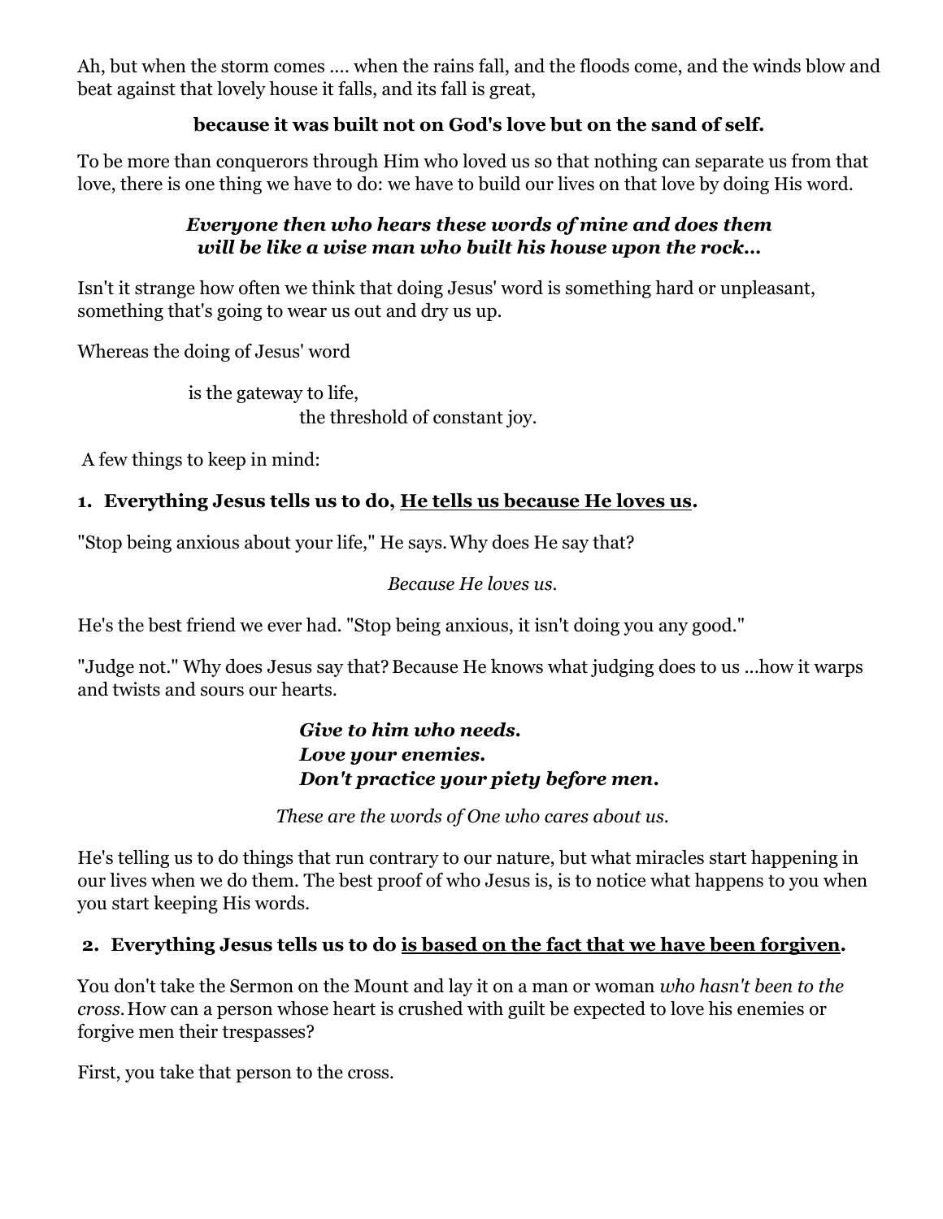Ah, but when the storm comes .... when the rains fall, and the floods come, and the winds blow and beat against that lovely house it falls, and its fall is great,

**because it was built not on God's love but on the sand of self.**

To be more than conquerors through Him who loved us so that nothing can separate us from that love, there is one thing we have to do: we have to build our lives on that love by doing His word.

***Everyone then who hears these words of mine and does them will be like a wise man who built his house upon the rock...***

Isn't it strange how often we think that doing Jesus' word is something hard or unpleasant, something that's going to wear us out and dry us up.

Whereas the doing of Jesus' word

is the gateway to life,
the threshold of constant joy.

A few things to keep in mind:

**1. Everything Jesus tells us to do, <u>He tells us because He loves us</u>.**

"Stop being anxious about your life," He says. Why does He say that?

*Because He loves us.*

He's the best friend we ever had. "Stop being anxious, it isn't doing you any good."

"Judge not." Why does Jesus say that? Because He knows what judging does to us ...how it warps and twists and sours our hearts.

***Give to him who needs.***
***Love your enemies.***
***Don't practice your piety before men.***

*These are the words of One who cares about us.*

He's telling us to do things that run contrary to our nature, but what miracles start happening in our lives when we do them. The best proof of who Jesus is, is to notice what happens to you when you start keeping His words.

**2. Everything Jesus tells us to do <u>is based on the fact that we have been forgiven</u>.**

You don't take the Sermon on the Mount and lay it on a man or woman *who hasn't been to the cross.* How can a person whose heart is crushed with guilt be expected to love his enemies or forgive men their trespasses?

First, you take that person to the cross.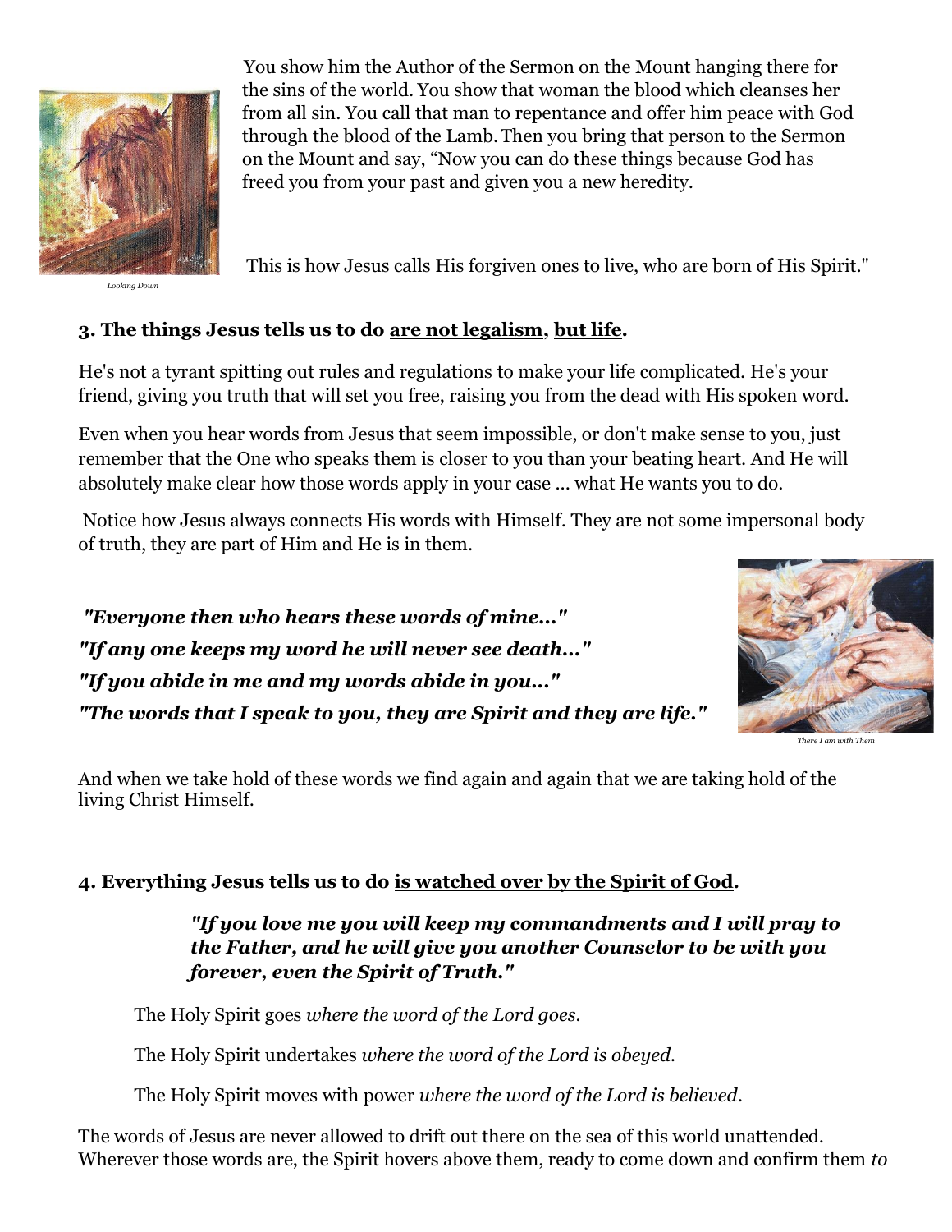You show him the Author of the Sermon on the Mount hanging there for the sins of the world. You show that woman the blood which cleanses her from all sin. You call that man to repentance and offer him peace with God through the blood of the Lamb. Then you bring that person to the Sermon on the Mount and say, "Now you can do these things because God has freed you from your past and given you a new heredity.

This is how Jesus calls His forgiven ones to live, who are born of His Spirit."

*Looking Down*

**3. The things Jesus tells us to do <u>are not legalism</u>, <u>but life</u>.**

He's not a tyrant spitting out rules and regulations to make your life complicated. He's your friend, giving you truth that will set you free, raising you from the dead with His spoken word.

Even when you hear words from Jesus that seem impossible, or don't make sense to you, just remember that the One who speaks them is closer to you than your beating heart. And He will absolutely make clear how those words apply in your case ... what He wants you to do.

Notice how Jesus always connects His words with Himself. They are not some impersonal body of truth, they are part of Him and He is in them.

***"Everyone then who hears these words of mine..."***
***"If any one keeps my word he will never see death..."***
***"If you abide in me and my words abide in you..."***
***"The words that I speak to you, they are Spirit and they are life."***

*There I am with Them*

And when we take hold of these words we find again and again that we are taking hold of the living Christ Himself.

**4. Everything Jesus tells us to do <u>is watched over by the Spirit of God</u>.**

> ***"If you love me you will keep my commandments and I will pray to the Father, and he will give you another Counselor to be with you forever, even the Spirit of Truth."***

The Holy Spirit goes *where the word of the Lord goes.*

The Holy Spirit undertakes *where the word of the Lord is obeyed.*

The Holy Spirit moves with power *where the word of the Lord is believed.*

The words of Jesus are never allowed to drift out there on the sea of this world unattended. Wherever those words are, the Spirit hovers above them, ready to come down and confirm them *to*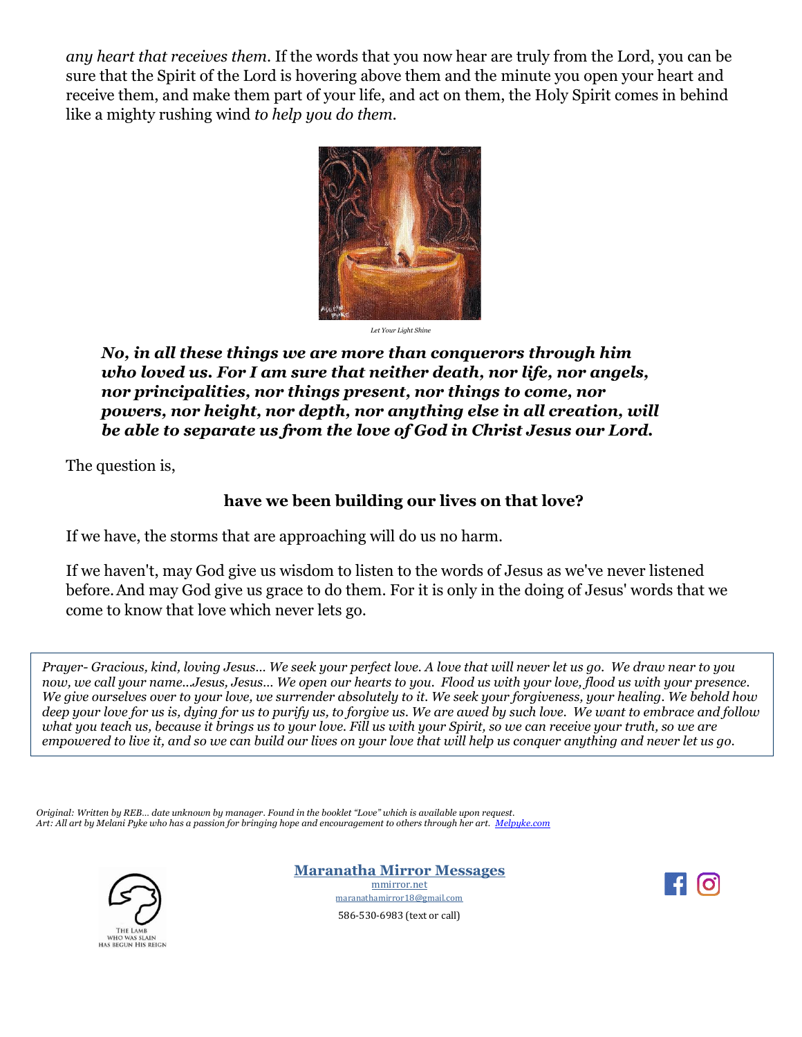*any heart that receives them*. If the words that you now hear are truly from the Lord, you can be sure that the Spirit of the Lord is hovering above them and the minute you open your heart and receive them, and make them part of your life, and act on them, the Holy Spirit comes in behind like a mighty rushing wind *to help you do them*.

*Let Your Light Shine*

> ***No, in all these things we are more than conquerors through him who loved us. For I am sure that neither death, nor life, nor angels, nor principalities, nor things present, nor things to come, nor powers, nor height, nor depth, nor anything else in all creation, will be able to separate us from the love of God in Christ Jesus our Lord.***

The question is,

**have we been building our lives on that love?**

If we have, the storms that are approaching will do us no harm.

If we haven't, may God give us wisdom to listen to the words of Jesus as we've never listened before. And may God give us grace to do them. For it is only in the doing of Jesus' words that we come to know that love which never lets go.

*Prayer- Gracious, kind, loving Jesus… We seek your perfect love. A love that will never let us go. We draw near to you now, we call your name…Jesus, Jesus… We open our hearts to you. Flood us with your love, flood us with your presence. We give ourselves over to your love, we surrender absolutely to it. We seek your forgiveness, your healing. We behold how deep your love for us is, dying for us to purify us, to forgive us. We are awed by such love. We want to embrace and follow what you teach us, because it brings us to your love. Fill us with your Spirit, so we can receive your truth, so we are empowered to live it, and so we can build our lives on your love that will help us conquer anything and never let us go.*

*Original: Written by REB… date unknown by manager. Found in the booklet "Love" which is available upon request.*
*Art: All art by Melani Pyke who has a passion for bringing hope and encouragement to others through her art. Melpyke.com*

THE LAMB WHO WAS SLAIN HAS BEGUN HIS REIGN

**Maranatha Mirror Messages**
mmirror.net
maranathamirror18@gmail.com
586-530-6983 (text or call)